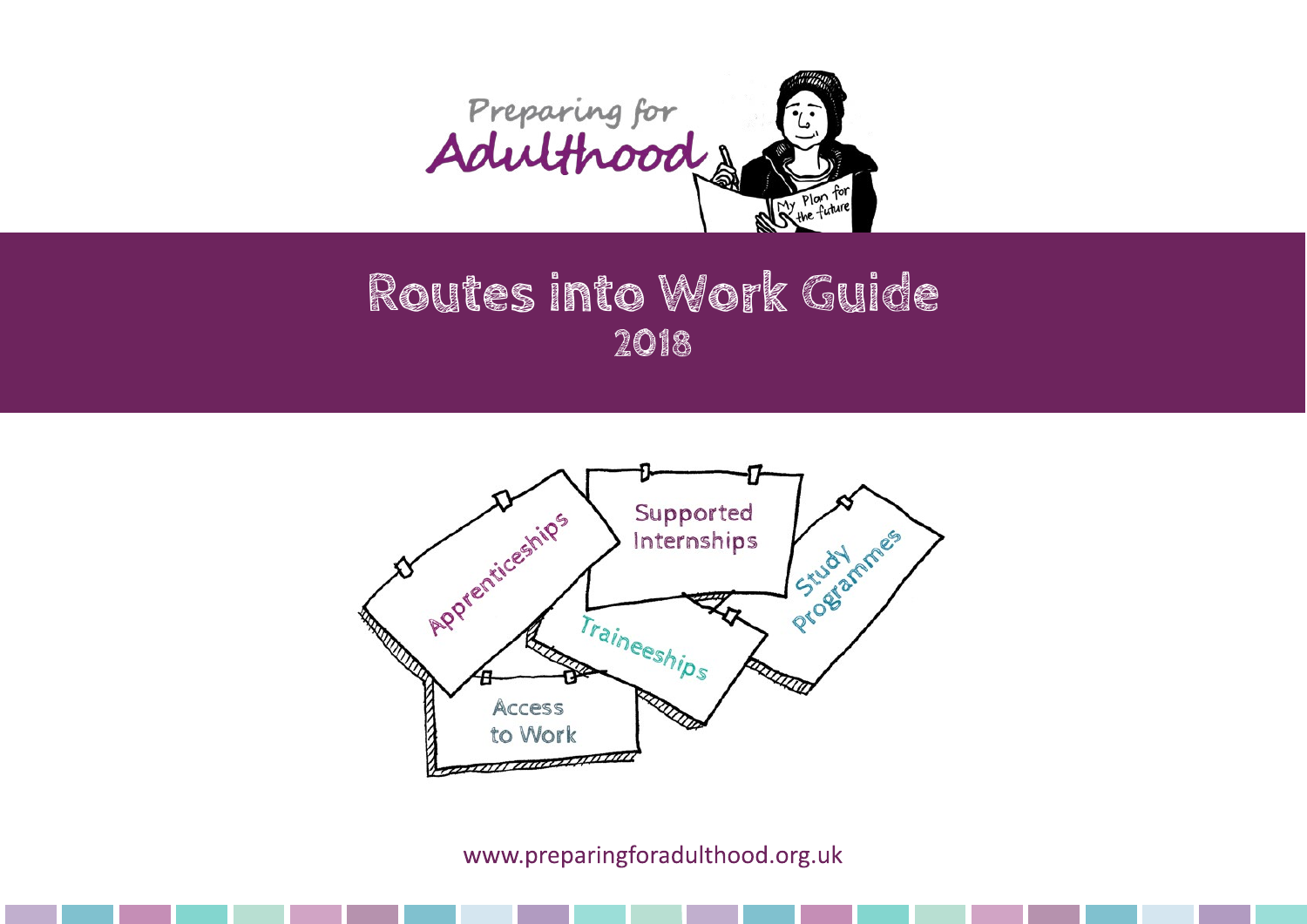Preparing for Adulthood

# Routes into Work Guide

## 2018

Apprenticeships

Supported Internships

Study Programmes

Traineeships

Access to Work

www.preparingforadulthood.org.uk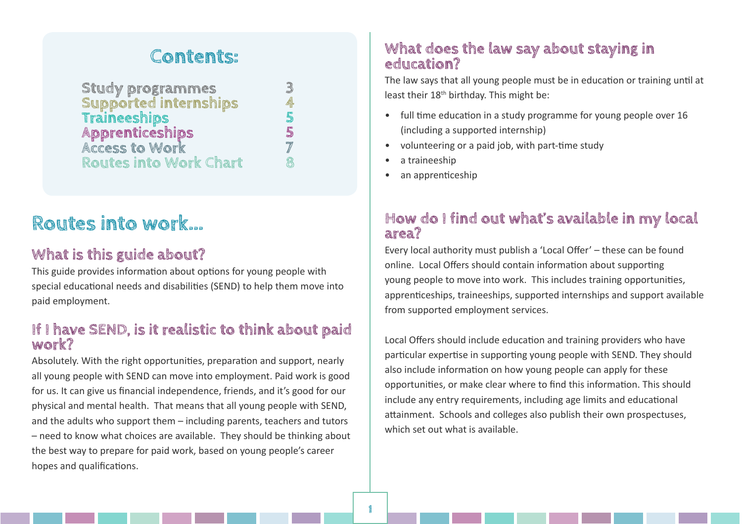## Contents:

| | |
|---|---|
| Study programmes | 3 |
| Supported internships | 4 |
| Traineeships | 5 |
| Apprenticeships | 5 |
| Access to Work | 7 |
| Routes into Work Chart | 8 |

# Routes into work...

## What is this guide about?

This guide provides information about options for young people with special educational needs and disabilities (SEND) to help them move into paid employment.

## If I have SEND, is it realistic to think about paid work?

Absolutely. With the right opportunities, preparation and support, nearly all young people with SEND can move into employment. Paid work is good for us. It can give us financial independence, friends, and it's good for our physical and mental health. That means that all young people with SEND, and the adults who support them – including parents, teachers and tutors – need to know what choices are available. They should be thinking about the best way to prepare for paid work, based on young people's career hopes and qualifications.

## What does the law say about staying in education?

The law says that all young people must be in education or training until at least their 18th birthday. This might be:

- full time education in a study programme for young people over 16 (including a supported internship)
- volunteering or a paid job, with part-time study
- a traineeship
- an apprenticeship

## How do I find out what's available in my local area?

Every local authority must publish a 'Local Offer' – these can be found online. Local Offers should contain information about supporting young people to move into work. This includes training opportunities, apprenticeships, traineeships, supported internships and support available from supported employment services.

Local Offers should include education and training providers who have particular expertise in supporting young people with SEND. They should also include information on how young people can apply for these opportunities, or make clear where to find this information. This should include any entry requirements, including age limits and educational attainment. Schools and colleges also publish their own prospectuses, which set out what is available.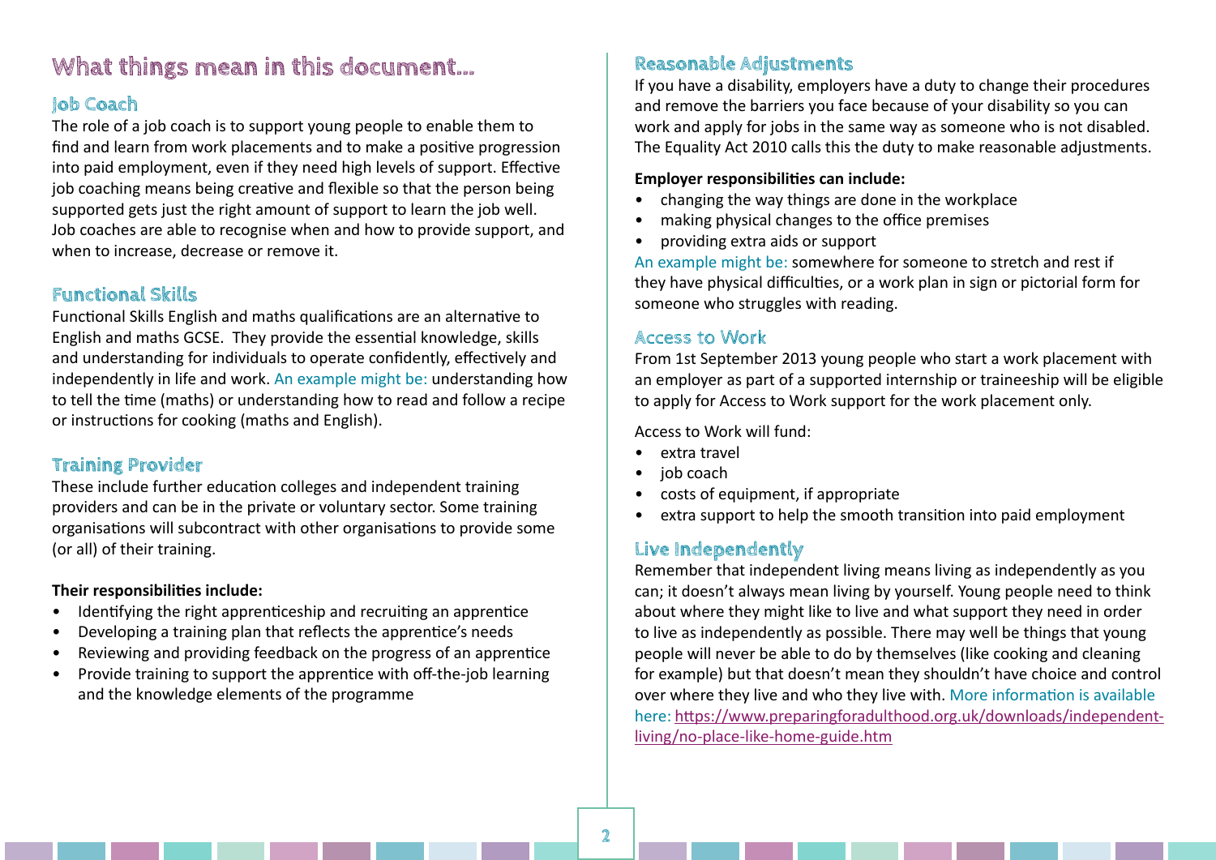# What things mean in this document...

## Job Coach

The role of a job coach is to support young people to enable them to find and learn from work placements and to make a positive progression into paid employment, even if they need high levels of support. Effective job coaching means being creative and flexible so that the person being supported gets just the right amount of support to learn the job well. Job coaches are able to recognise when and how to provide support, and when to increase, decrease or remove it.

## Functional Skills

Functional Skills English and maths qualifications are an alternative to English and maths GCSE. They provide the essential knowledge, skills and understanding for individuals to operate confidently, effectively and independently in life and work. An example might be: understanding how to tell the time (maths) or understanding how to read and follow a recipe or instructions for cooking (maths and English).

## Training Provider

These include further education colleges and independent training providers and can be in the private or voluntary sector. Some training organisations will subcontract with other organisations to provide some (or all) of their training.

**Their responsibilities include:**

- Identifying the right apprenticeship and recruiting an apprentice
- Developing a training plan that reflects the apprentice's needs
- Reviewing and providing feedback on the progress of an apprentice
- Provide training to support the apprentice with off-the-job learning and the knowledge elements of the programme

## Reasonable Adjustments

If you have a disability, employers have a duty to change their procedures and remove the barriers you face because of your disability so you can work and apply for jobs in the same way as someone who is not disabled. The Equality Act 2010 calls this the duty to make reasonable adjustments.

**Employer responsibilities can include:**

- changing the way things are done in the workplace
- making physical changes to the office premises
- providing extra aids or support

An example might be: somewhere for someone to stretch and rest if they have physical difficulties, or a work plan in sign or pictorial form for someone who struggles with reading.

## Access to Work

From 1st September 2013 young people who start a work placement with an employer as part of a supported internship or traineeship will be eligible to apply for Access to Work support for the work placement only.

Access to Work will fund:

- extra travel
- job coach
- costs of equipment, if appropriate
- extra support to help the smooth transition into paid employment

## Live Independently

Remember that independent living means living as independently as you can; it doesn't always mean living by yourself. Young people need to think about where they might like to live and what support they need in order to live as independently as possible. There may well be things that young people will never be able to do by themselves (like cooking and cleaning for example) but that doesn't mean they shouldn't have choice and control over where they live and who they live with. More information is available here: https://www.preparingforadulthood.org.uk/downloads/independent-living/no-place-like-home-guide.htm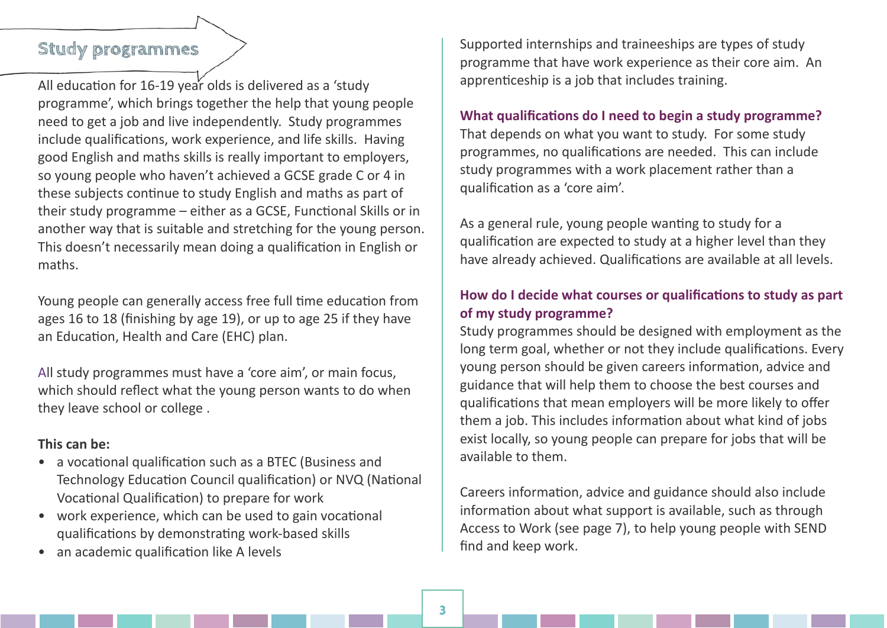## Study programmes

All education for 16-19 year olds is delivered as a 'study programme', which brings together the help that young people need to get a job and live independently. Study programmes include qualifications, work experience, and life skills. Having good English and maths skills is really important to employers, so young people who haven't achieved a GCSE grade C or 4 in these subjects continue to study English and maths as part of their study programme – either as a GCSE, Functional Skills or in another way that is suitable and stretching for the young person. This doesn't necessarily mean doing a qualification in English or maths.

Young people can generally access free full time education from ages 16 to 18 (finishing by age 19), or up to age 25 if they have an Education, Health and Care (EHC) plan.

All study programmes must have a 'core aim', or main focus, which should reflect what the young person wants to do when they leave school or college .

**This can be:**

- a vocational qualification such as a BTEC (Business and Technology Education Council qualification) or NVQ (National Vocational Qualification) to prepare for work
- work experience, which can be used to gain vocational qualifications by demonstrating work-based skills
- an academic qualification like A levels

Supported internships and traineeships are types of study programme that have work experience as their core aim. An apprenticeship is a job that includes training.

### What qualifications do I need to begin a study programme?

That depends on what you want to study. For some study programmes, no qualifications are needed. This can include study programmes with a work placement rather than a qualification as a 'core aim'.

As a general rule, young people wanting to study for a qualification are expected to study at a higher level than they have already achieved. Qualifications are available at all levels.

### How do I decide what courses or qualifications to study as part of my study programme?

Study programmes should be designed with employment as the long term goal, whether or not they include qualifications. Every young person should be given careers information, advice and guidance that will help them to choose the best courses and qualifications that mean employers will be more likely to offer them a job. This includes information about what kind of jobs exist locally, so young people can prepare for jobs that will be available to them.

Careers information, advice and guidance should also include information about what support is available, such as through Access to Work (see page 7), to help young people with SEND find and keep work.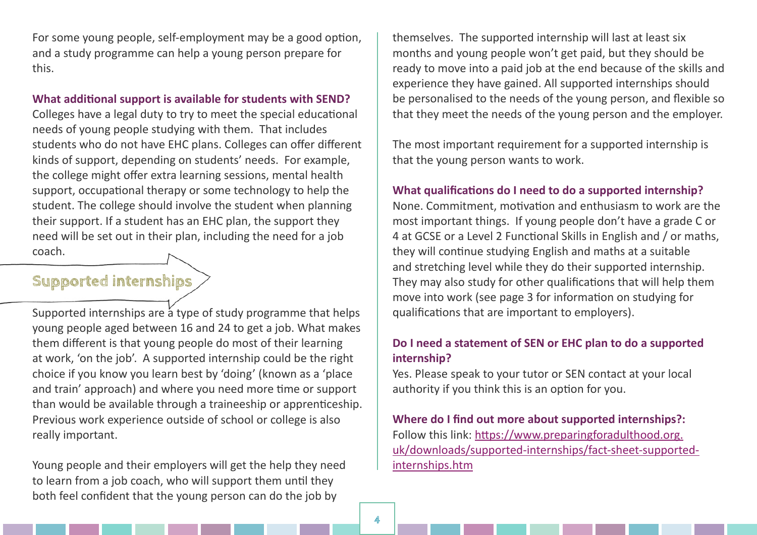For some young people, self-employment may be a good option, and a study programme can help a young person prepare for this.

**What additional support is available for students with SEND?**

Colleges have a legal duty to try to meet the special educational needs of young people studying with them. That includes students who do not have EHC plans. Colleges can offer different kinds of support, depending on students' needs. For example, the college might offer extra learning sessions, mental health support, occupational therapy or some technology to help the student. The college should involve the student when planning their support. If a student has an EHC plan, the support they need will be set out in their plan, including the need for a job coach.

## Supported internships

Supported internships are a type of study programme that helps young people aged between 16 and 24 to get a job. What makes them different is that young people do most of their learning at work, 'on the job'. A supported internship could be the right choice if you know you learn best by 'doing' (known as a 'place and train' approach) and where you need more time or support than would be available through a traineeship or apprenticeship. Previous work experience outside of school or college is also really important.

Young people and their employers will get the help they need to learn from a job coach, who will support them until they both feel confident that the young person can do the job by themselves. The supported internship will last at least six months and young people won't get paid, but they should be ready to move into a paid job at the end because of the skills and experience they have gained. All supported internships should be personalised to the needs of the young person, and flexible so that they meet the needs of the young person and the employer.

The most important requirement for a supported internship is that the young person wants to work.

**What qualifications do I need to do a supported internship?**

None. Commitment, motivation and enthusiasm to work are the most important things. If young people don't have a grade C or 4 at GCSE or a Level 2 Functional Skills in English and / or maths, they will continue studying English and maths at a suitable and stretching level while they do their supported internship. They may also study for other qualifications that will help them move into work (see page 3 for information on studying for qualifications that are important to employers).

**Do I need a statement of SEN or EHC plan to do a supported internship?**

Yes. Please speak to your tutor or SEN contact at your local authority if you think this is an option for you.

**Where do I find out more about supported internships?:**

Follow this link: https://www.preparingforadulthood.org.uk/downloads/supported-internships/fact-sheet-supported-internships.htm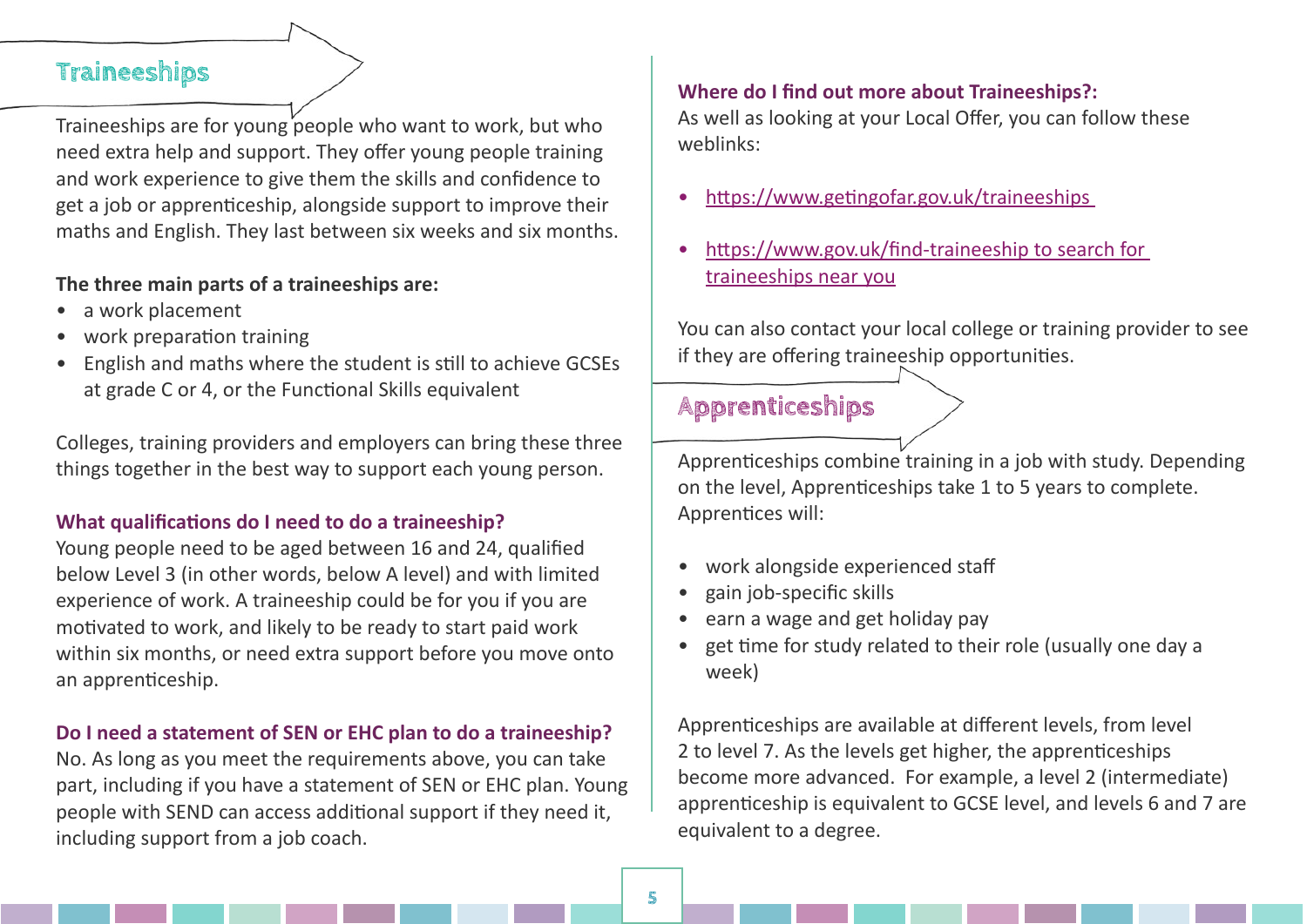## Traineeships

Traineeships are for young people who want to work, but who need extra help and support. They offer young people training and work experience to give them the skills and confidence to get a job or apprenticeship, alongside support to improve their maths and English. They last between six weeks and six months.

**The three main parts of a traineeships are:**

- a work placement
- work preparation training
- English and maths where the student is still to achieve GCSEs at grade C or 4, or the Functional Skills equivalent

Colleges, training providers and employers can bring these three things together in the best way to support each young person.

**What qualifications do I need to do a traineeship?**

Young people need to be aged between 16 and 24, qualified below Level 3 (in other words, below A level) and with limited experience of work. A traineeship could be for you if you are motivated to work, and likely to be ready to start paid work within six months, or need extra support before you move onto an apprenticeship.

**Do I need a statement of SEN or EHC plan to do a traineeship?**

No. As long as you meet the requirements above, you can take part, including if you have a statement of SEN or EHC plan. Young people with SEND can access additional support if they need it, including support from a job coach.

**Where do I find out more about Traineeships?:**

As well as looking at your Local Offer, you can follow these weblinks:

- https://www.getingofar.gov.uk/traineeships
- https://www.gov.uk/find-traineeship to search for traineeships near you

You can also contact your local college or training provider to see if they are offering traineeship opportunities.

## Apprenticeships

Apprenticeships combine training in a job with study. Depending on the level, Apprenticeships take 1 to 5 years to complete. Apprentices will:

- work alongside experienced staff
- gain job-specific skills
- earn a wage and get holiday pay
- get time for study related to their role (usually one day a week)

Apprenticeships are available at different levels, from level 2 to level 7. As the levels get higher, the apprenticeships become more advanced. For example, a level 2 (intermediate) apprenticeship is equivalent to GCSE level, and levels 6 and 7 are equivalent to a degree.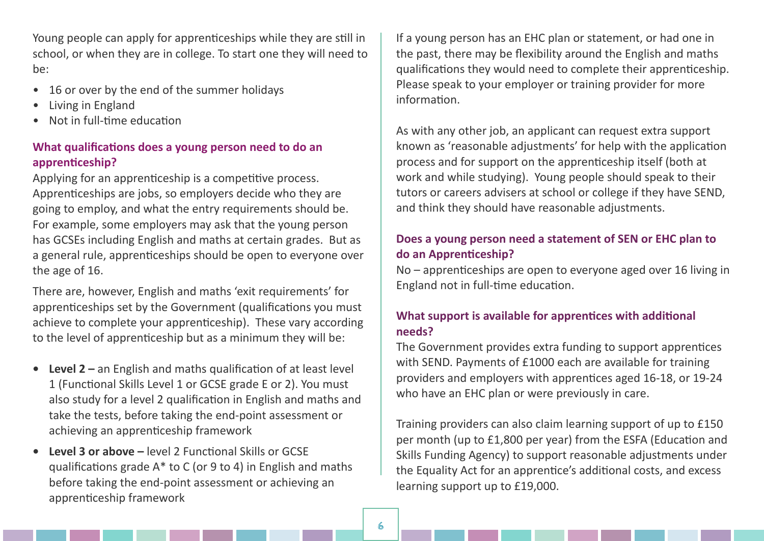Young people can apply for apprenticeships while they are still in school, or when they are in college. To start one they will need to be:

- 16 or over by the end of the summer holidays
- Living in England
- Not in full-time education

### What qualifications does a young person need to do an apprenticeship?

Applying for an apprenticeship is a competitive process. Apprenticeships are jobs, so employers decide who they are going to employ, and what the entry requirements should be. For example, some employers may ask that the young person has GCSEs including English and maths at certain grades. But as a general rule, apprenticeships should be open to everyone over the age of 16.

There are, however, English and maths 'exit requirements' for apprenticeships set by the Government (qualifications you must achieve to complete your apprenticeship). These vary according to the level of apprenticeship but as a minimum they will be:

- **Level 2 –** an English and maths qualification of at least level 1 (Functional Skills Level 1 or GCSE grade E or 2). You must also study for a level 2 qualification in English and maths and take the tests, before taking the end-point assessment or achieving an apprenticeship framework
- **Level 3 or above –** level 2 Functional Skills or GCSE qualifications grade A* to C (or 9 to 4) in English and maths before taking the end-point assessment or achieving an apprenticeship framework

If a young person has an EHC plan or statement, or had one in the past, there may be flexibility around the English and maths qualifications they would need to complete their apprenticeship. Please speak to your employer or training provider for more information.

As with any other job, an applicant can request extra support known as 'reasonable adjustments' for help with the application process and for support on the apprenticeship itself (both at work and while studying). Young people should speak to their tutors or careers advisers at school or college if they have SEND, and think they should have reasonable adjustments.

### Does a young person need a statement of SEN or EHC plan to do an Apprenticeship?

No – apprenticeships are open to everyone aged over 16 living in England not in full-time education.

### What support is available for apprentices with additional needs?

The Government provides extra funding to support apprentices with SEND. Payments of £1000 each are available for training providers and employers with apprentices aged 16-18, or 19-24 who have an EHC plan or were previously in care.

Training providers can also claim learning support of up to £150 per month (up to £1,800 per year) from the ESFA (Education and Skills Funding Agency) to support reasonable adjustments under the Equality Act for an apprentice's additional costs, and excess learning support up to £19,000.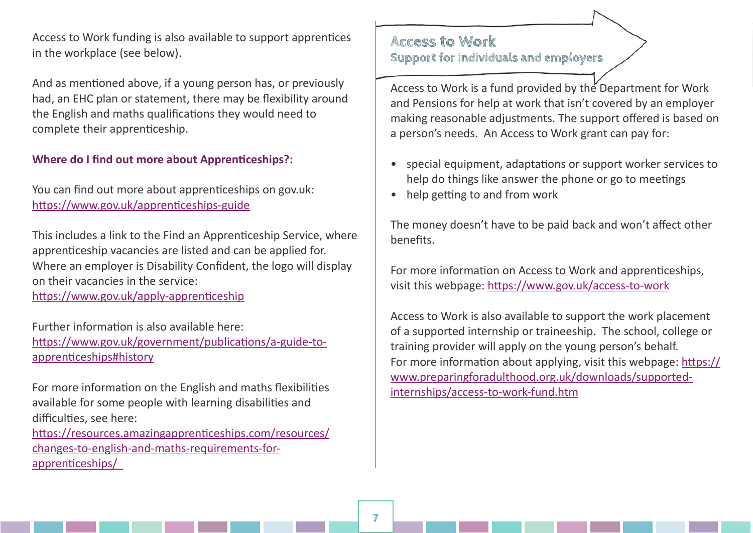Access to Work funding is also available to support apprentices in the workplace (see below).

And as mentioned above, if a young person has, or previously had, an EHC plan or statement, there may be flexibility around the English and maths qualifications they would need to complete their apprenticeship.

**Where do I find out more about Apprenticeships?:**

You can find out more about apprenticeships on gov.uk: https://www.gov.uk/apprenticeships-guide

This includes a link to the Find an Apprenticeship Service, where apprenticeship vacancies are listed and can be applied for. Where an employer is Disability Confident, the logo will display on their vacancies in the service: https://www.gov.uk/apply-apprenticeship

Further information is also available here: https://www.gov.uk/government/publications/a-guide-to-apprenticeships#history

For more information on the English and maths flexibilities available for some people with learning disabilities and difficulties, see here: https://resources.amazingapprenticeships.com/resources/changes-to-english-and-maths-requirements-for-apprenticeships/

## Access to Work

### Support for individuals and employers

Access to Work is a fund provided by the Department for Work and Pensions for help at work that isn't covered by an employer making reasonable adjustments. The support offered is based on a person's needs. An Access to Work grant can pay for:

- special equipment, adaptations or support worker services to help do things like answer the phone or go to meetings
- help getting to and from work

The money doesn't have to be paid back and won't affect other benefits.

For more information on Access to Work and apprenticeships, visit this webpage: https://www.gov.uk/access-to-work

Access to Work is also available to support the work placement of a supported internship or traineeship. The school, college or training provider will apply on the young person's behalf. For more information about applying, visit this webpage: https://www.preparingforadulthood.org.uk/downloads/supported-internships/access-to-work-fund.htm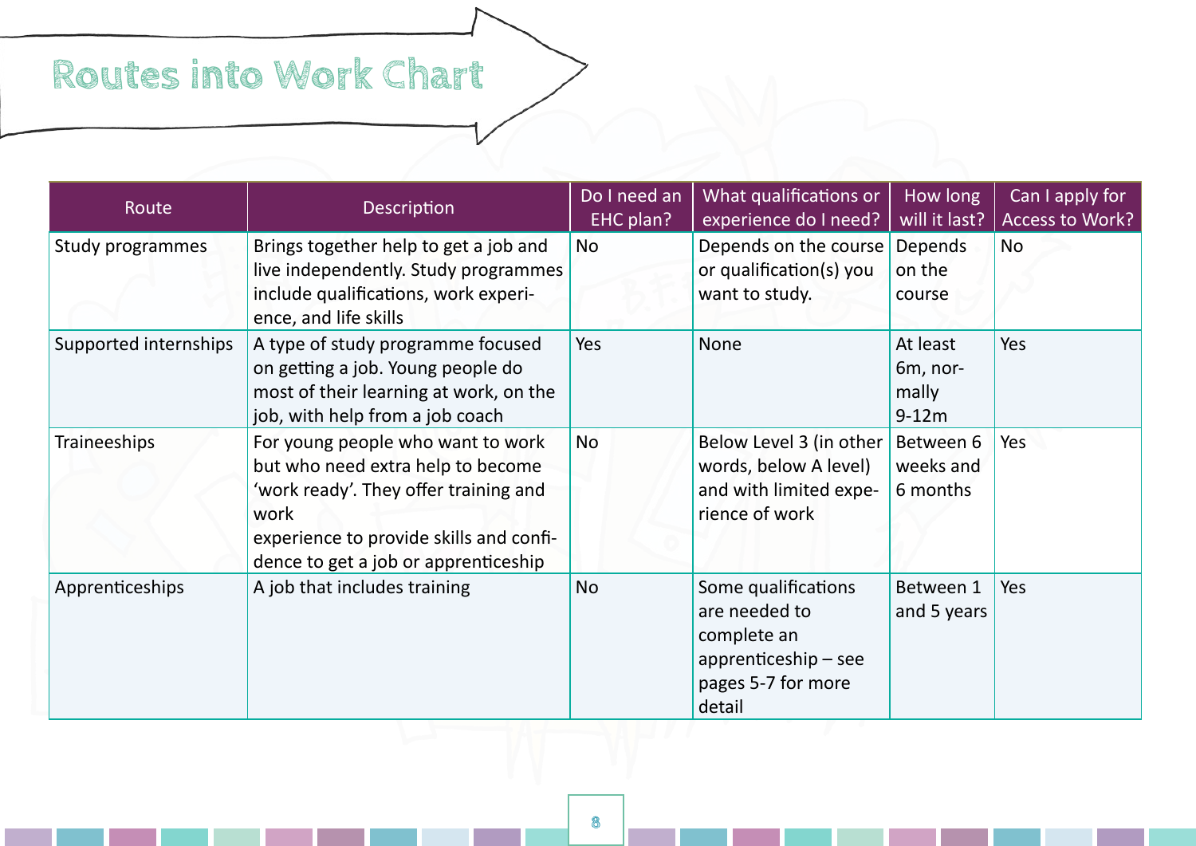# Routes into Work Chart

| Route | Description | Do I need an EHC plan? | What qualifications or experience do I need? | How long will it last? | Can I apply for Access to Work? |
|---|---|---|---|---|---|
| Study programmes | Brings together help to get a job and live independently. Study programmes include qualifications, work experience, and life skills | No | Depends on the course or qualification(s) you want to study. | Depends on the course | No |
| Supported internships | A type of study programme focused on getting a job. Young people do most of their learning at work, on the job, with help from a job coach | Yes | None | At least 6m, normally 9-12m | Yes |
| Traineeships | For young people who want to work but who need extra help to become 'work ready'. They offer training and work experience to provide skills and confidence to get a job or apprenticeship | No | Below Level 3 (in other words, below A level) and with limited experience of work | Between 6 weeks and 6 months | Yes |
| Apprenticeships | A job that includes training | No | Some qualifications are needed to complete an apprenticeship – see pages 5-7 for more detail | Between 1 and 5 years | Yes |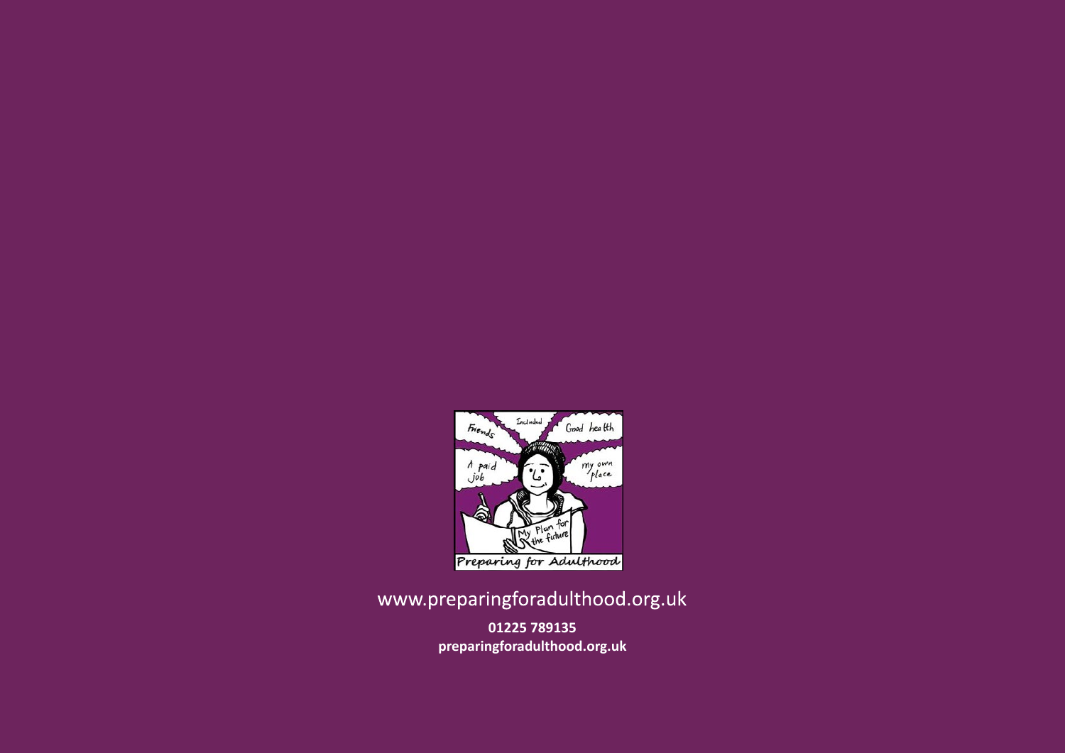www.preparingforadulthood.org.uk

**01225 789135**
**preparingforadulthood.org.uk**